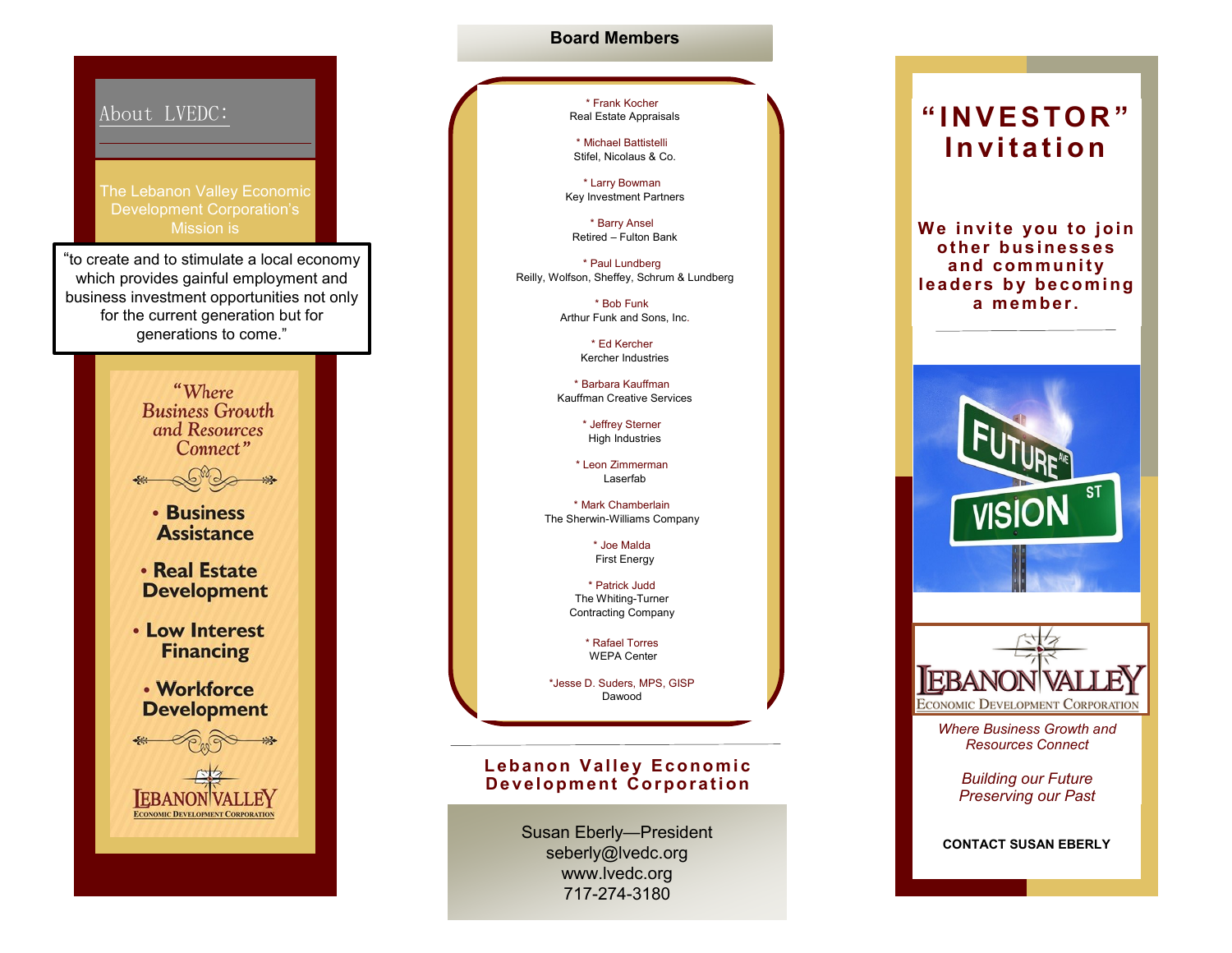## About LVEDC:

The Lebanon Valley Economic Development Corporation's Mission is

"to create and to stimulate a local economy which provides gainful employment and business investment opportunities not only for the current generation but for generations to come."

*"Where Business Growth and Resources Connect"*

- **Business Assistance**
- **Real Estate Development**
- **Low Interest Financing**
- **Workforce Development**

LEBANON VALLEY
ECONOMIC DEVELOPMENT CORPORATION

## Board Members

\* Frank Kocher
Real Estate Appraisals

\* Michael Battistelli
Stifel, Nicolaus & Co.

\* Larry Bowman
Key Investment Partners

\* Barry Ansel
Retired – Fulton Bank

\* Paul Lundberg
Reilly, Wolfson, Sheffey, Schrum & Lundberg

\* Bob Funk
Arthur Funk and Sons, Inc.

\* Ed Kercher
Kercher Industries

\* Barbara Kauffman
Kauffman Creative Services

\* Jeffrey Sterner
High Industries

\* Leon Zimmerman
Laserfab

\* Mark Chamberlain
The Sherwin-Williams Company

\* Joe Malda
First Energy

\* Patrick Judd
The Whiting-Turner Contracting Company

\* Rafael Torres
WEPA Center

\*Jesse D. Suders, MPS, GISP
Dawood

**Lebanon Valley Economic Development Corporation**

Susan Eberly—President
seberly@lvedc.org
www.lvedc.org
717-274-3180

# "INVESTOR" Invitation

**We invite you to join other businesses and community leaders by becoming a member.**

LEBANON VALLEY
ECONOMIC DEVELOPMENT CORPORATION

*Where Business Growth and Resources Connect*

*Building our Future*
*Preserving our Past*

**CONTACT SUSAN EBERLY**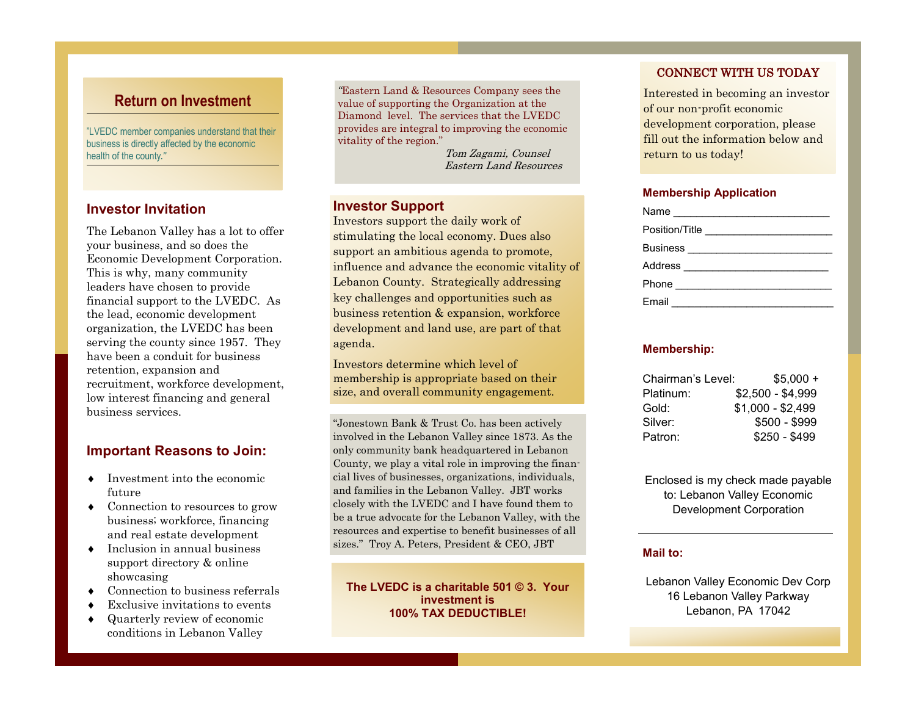## Return on Investment

"LVEDC member companies understand that their business is directly affected by the economic health of the county."

## Investor Invitation

The Lebanon Valley has a lot to offer your business, and so does the Economic Development Corporation. This is why, many community leaders have chosen to provide financial support to the LVEDC. As the lead, economic development organization, the LVEDC has been serving the county since 1957. They have been a conduit for business retention, expansion and recruitment, workforce development, low interest financing and general business services.

## Important Reasons to Join:

- Investment into the economic future
- Connection to resources to grow business; workforce, financing and real estate development
- Inclusion in annual business support directory & online showcasing
- Connection to business referrals
- Exclusive invitations to events
- Quarterly review of economic conditions in Lebanon Valley

"Eastern Land & Resources Company sees the value of supporting the Organization at the Diamond level. The services that the LVEDC provides are integral to improving the economic vitality of the region."

*Tom Zagami, Counsel*
*Eastern Land Resources*

## Investor Support

Investors support the daily work of stimulating the local economy. Dues also support an ambitious agenda to promote, influence and advance the economic vitality of Lebanon County. Strategically addressing key challenges and opportunities such as business retention & expansion, workforce development and land use, are part of that agenda.

Investors determine which level of membership is appropriate based on their size, and overall community engagement.

"Jonestown Bank & Trust Co. has been actively involved in the Lebanon Valley since 1873. As the only community bank headquartered in Lebanon County, we play a vital role in improving the financial lives of businesses, organizations, individuals, and families in the Lebanon Valley. JBT works closely with the LVEDC and I have found them to be a true advocate for the Lebanon Valley, with the resources and expertise to benefit businesses of all sizes." Troy A. Peters, President & CEO, JBT

**The LVEDC is a charitable 501 © 3. Your investment is 100% TAX DEDUCTIBLE!**

## CONNECT WITH US TODAY

Interested in becoming an investor of our non-profit economic development corporation, please fill out the information below and return to us today!

### Membership Application

Name ___________________________

Position/Title ______________________

Business _________________________

Address _________________________

Phone ___________________________

Email ____________________________

### Membership:

| | |
|---|---|
| Chairman's Level: | $5,000 + |
| Platinum: | $2,500 - $4,999 |
| Gold: | $1,000 - $2,499 |
| Silver: | $500 - $999 |
| Patron: | $250 - $499 |

Enclosed is my check made payable to: Lebanon Valley Economic Development Corporation

### Mail to:

Lebanon Valley Economic Dev Corp
16 Lebanon Valley Parkway
Lebanon, PA 17042